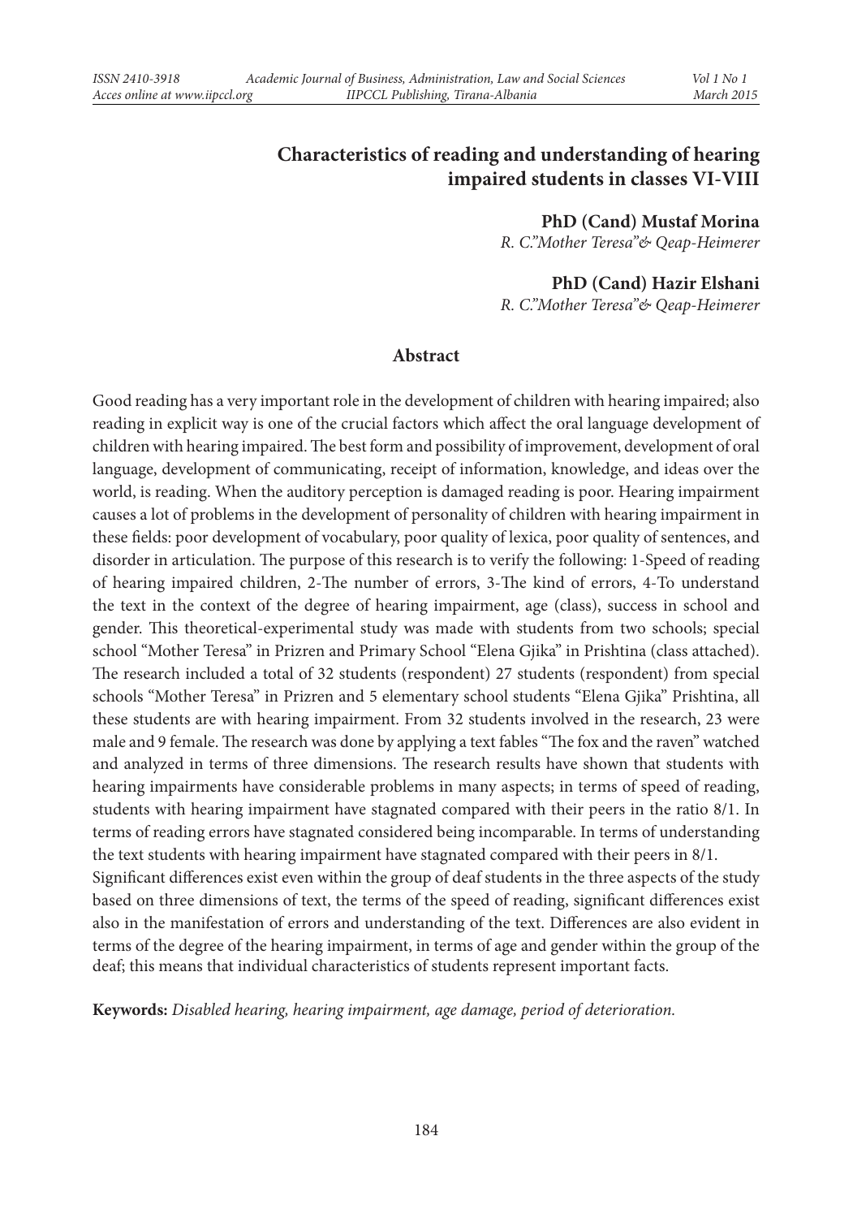# Characteristics of reading and understanding of hearing impaired students in classes VI-VIII

**PhD (Cand) Mustaf Morina**

*R. C."Mother Teresa"& Qeap-Heimerer*

**PhD (Cand) Hazir Elshani**

*R. C."Mother Teresa"& Qeap-Heimerer*

## Abstract

Good reading has a very important role in the development of children with hearing impaired; also reading in explicit way is one of the crucial factors which affect the oral language development of children with hearing impaired. The best form and possibility of improvement, development of oral language, development of communicating, receipt of information, knowledge, and ideas over the world, is reading. When the auditory perception is damaged reading is poor. Hearing impairment causes a lot of problems in the development of personality of children with hearing impairment in these fields: poor development of vocabulary, poor quality of lexica, poor quality of sentences, and disorder in articulation. The purpose of this research is to verify the following: 1-Speed of reading of hearing impaired children, 2-The number of errors, 3-The kind of errors, 4-To understand the text in the context of the degree of hearing impairment, age (class), success in school and gender. This theoretical-experimental study was made with students from two schools; special school "Mother Teresa" in Prizren and Primary School "Elena Gjika" in Prishtina (class attached). The research included a total of 32 students (respondent) 27 students (respondent) from special schools "Mother Teresa" in Prizren and 5 elementary school students "Elena Gjika" Prishtina, all these students are with hearing impairment. From 32 students involved in the research, 23 were male and 9 female. The research was done by applying a text fables "The fox and the raven" watched and analyzed in terms of three dimensions. The research results have shown that students with hearing impairments have considerable problems in many aspects; in terms of speed of reading, students with hearing impairment have stagnated compared with their peers in the ratio 8/1. In terms of reading errors have stagnated considered being incomparable. In terms of understanding the text students with hearing impairment have stagnated compared with their peers in 8/1.

Significant differences exist even within the group of deaf students in the three aspects of the study based on three dimensions of text, the terms of the speed of reading, significant differences exist also in the manifestation of errors and understanding of the text. Differences are also evident in terms of the degree of the hearing impairment, in terms of age and gender within the group of the deaf; this means that individual characteristics of students represent important facts.

**Keywords:** *Disabled hearing, hearing impairment, age damage, period of deterioration.*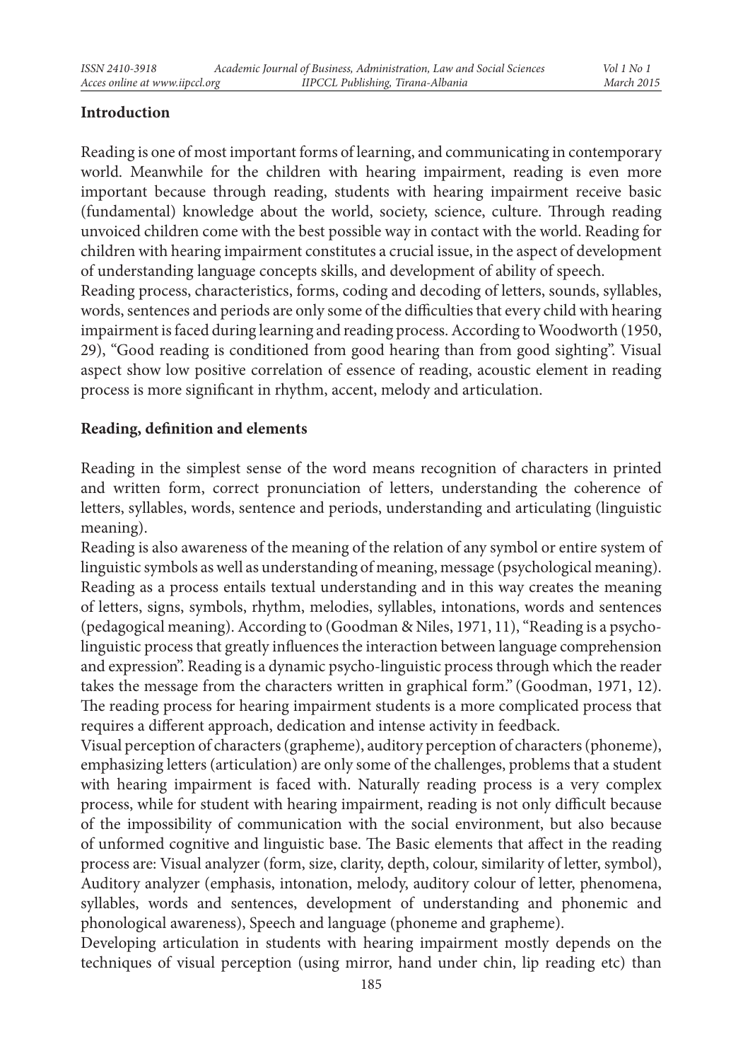## Introduction

Reading is one of most important forms of learning, and communicating in contemporary world. Meanwhile for the children with hearing impairment, reading is even more important because through reading, students with hearing impairment receive basic (fundamental) knowledge about the world, society, science, culture. Through reading unvoiced children come with the best possible way in contact with the world. Reading for children with hearing impairment constitutes a crucial issue, in the aspect of development of understanding language concepts skills, and development of ability of speech.

Reading process, characteristics, forms, coding and decoding of letters, sounds, syllables, words, sentences and periods are only some of the difficulties that every child with hearing impairment is faced during learning and reading process. According to Woodworth (1950, 29), "Good reading is conditioned from good hearing than from good sighting". Visual aspect show low positive correlation of essence of reading, acoustic element in reading process is more significant in rhythm, accent, melody and articulation.

## Reading, definition and elements

Reading in the simplest sense of the word means recognition of characters in printed and written form, correct pronunciation of letters, understanding the coherence of letters, syllables, words, sentence and periods, understanding and articulating (linguistic meaning).

Reading is also awareness of the meaning of the relation of any symbol or entire system of linguistic symbols as well as understanding of meaning, message (psychological meaning). Reading as a process entails textual understanding and in this way creates the meaning of letters, signs, symbols, rhythm, melodies, syllables, intonations, words and sentences (pedagogical meaning). According to (Goodman & Niles, 1971, 11), "Reading is a psycho-linguistic process that greatly influences the interaction between language comprehension and expression". Reading is a dynamic psycho-linguistic process through which the reader takes the message from the characters written in graphical form." (Goodman, 1971, 12). The reading process for hearing impairment students is a more complicated process that requires a different approach, dedication and intense activity in feedback.

Visual perception of characters (grapheme), auditory perception of characters (phoneme), emphasizing letters (articulation) are only some of the challenges, problems that a student with hearing impairment is faced with. Naturally reading process is a very complex process, while for student with hearing impairment, reading is not only difficult because of the impossibility of communication with the social environment, but also because of unformed cognitive and linguistic base. The Basic elements that affect in the reading process are: Visual analyzer (form, size, clarity, depth, colour, similarity of letter, symbol), Auditory analyzer (emphasis, intonation, melody, auditory colour of letter, phenomena, syllables, words and sentences, development of understanding and phonemic and phonological awareness), Speech and language (phoneme and grapheme).

Developing articulation in students with hearing impairment mostly depends on the techniques of visual perception (using mirror, hand under chin, lip reading etc) than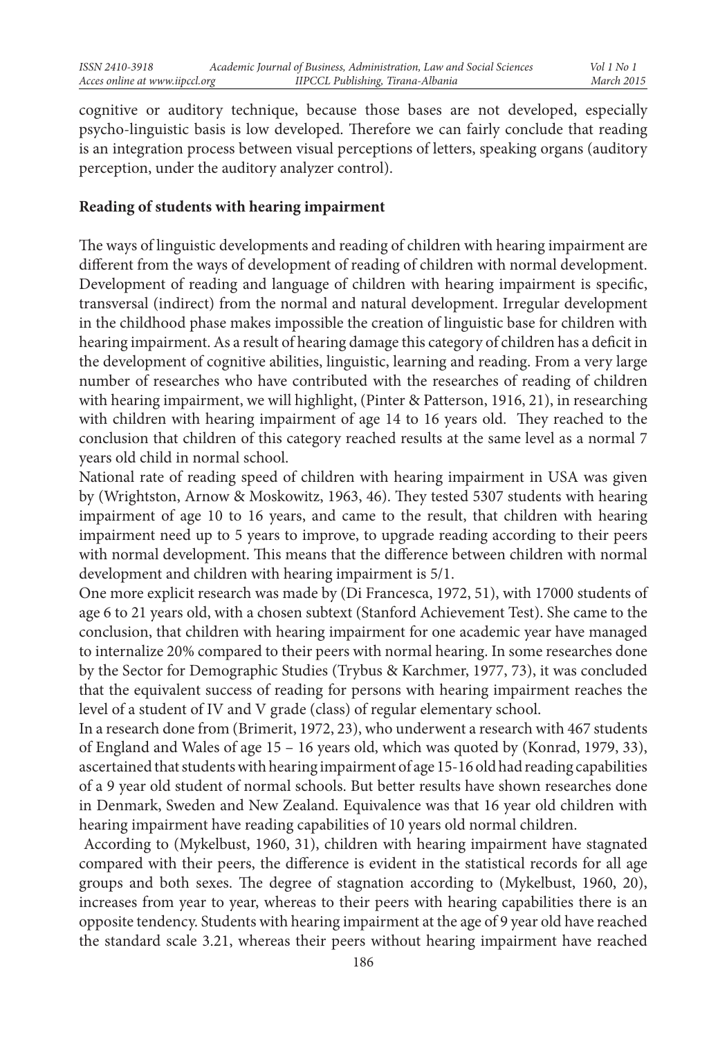cognitive or auditory technique, because those bases are not developed, especially psycho-linguistic basis is low developed. Therefore we can fairly conclude that reading is an integration process between visual perceptions of letters, speaking organs (auditory perception, under the auditory analyzer control).

## Reading of students with hearing impairment

The ways of linguistic developments and reading of children with hearing impairment are different from the ways of development of reading of children with normal development. Development of reading and language of children with hearing impairment is specific, transversal (indirect) from the normal and natural development. Irregular development in the childhood phase makes impossible the creation of linguistic base for children with hearing impairment. As a result of hearing damage this category of children has a deficit in the development of cognitive abilities, linguistic, learning and reading. From a very large number of researches who have contributed with the researches of reading of children with hearing impairment, we will highlight, (Pinter & Patterson, 1916, 21), in researching with children with hearing impairment of age 14 to 16 years old. They reached to the conclusion that children of this category reached results at the same level as a normal 7 years old child in normal school.

National rate of reading speed of children with hearing impairment in USA was given by (Wrightston, Arnow & Moskowitz, 1963, 46). They tested 5307 students with hearing impairment of age 10 to 16 years, and came to the result, that children with hearing impairment need up to 5 years to improve, to upgrade reading according to their peers with normal development. This means that the difference between children with normal development and children with hearing impairment is 5/1.

One more explicit research was made by (Di Francesca, 1972, 51), with 17000 students of age 6 to 21 years old, with a chosen subtext (Stanford Achievement Test). She came to the conclusion, that children with hearing impairment for one academic year have managed to internalize 20% compared to their peers with normal hearing. In some researches done by the Sector for Demographic Studies (Trybus & Karchmer, 1977, 73), it was concluded that the equivalent success of reading for persons with hearing impairment reaches the level of a student of IV and V grade (class) of regular elementary school.

In a research done from (Brimerit, 1972, 23), who underwent a research with 467 students of England and Wales of age 15 – 16 years old, which was quoted by (Konrad, 1979, 33), ascertained that students with hearing impairment of age 15-16 old had reading capabilities of a 9 year old student of normal schools. But better results have shown researches done in Denmark, Sweden and New Zealand. Equivalence was that 16 year old children with hearing impairment have reading capabilities of 10 years old normal children.

According to (Mykelbust, 1960, 31), children with hearing impairment have stagnated compared with their peers, the difference is evident in the statistical records for all age groups and both sexes. The degree of stagnation according to (Mykelbust, 1960, 20), increases from year to year, whereas to their peers with hearing capabilities there is an opposite tendency. Students with hearing impairment at the age of 9 year old have reached the standard scale 3.21, whereas their peers without hearing impairment have reached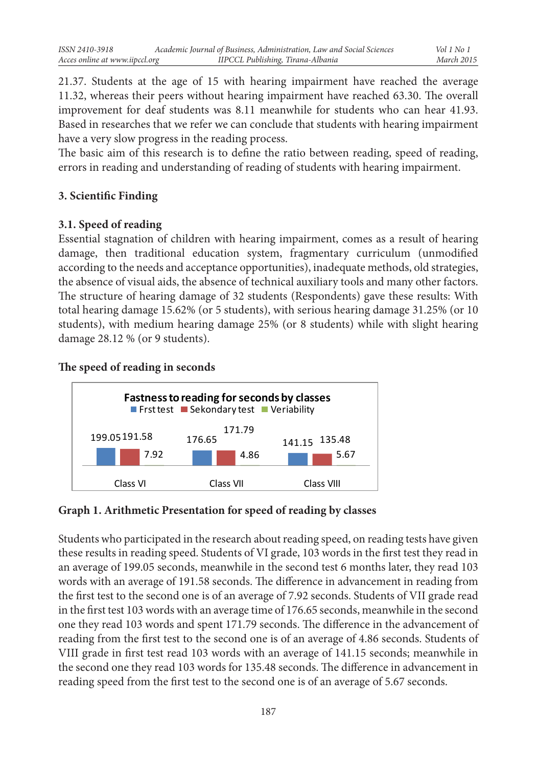21.37. Students at the age of 15 with hearing impairment have reached the average 11.32, whereas their peers without hearing impairment have reached 63.30. The overall improvement for deaf students was 8.11 meanwhile for students who can hear 41.93. Based in researches that we refer we can conclude that students with hearing impairment have a very slow progress in the reading process.
The basic aim of this research is to define the ratio between reading, speed of reading, errors in reading and understanding of reading of students with hearing impairment.

## 3. Scientific Finding

### 3.1. Speed of reading

Essential stagnation of children with hearing impairment, comes as a result of hearing damage, then traditional education system, fragmentary curriculum (unmodified according to the needs and acceptance opportunities), inadequate methods, old strategies, the absence of visual aids, the absence of technical auxiliary tools and many other factors. The structure of hearing damage of 32 students (Respondents) gave these results: With total hearing damage 15.62% (or 5 students), with serious hearing damage 31.25% (or 10 students), with medium hearing damage 25% (or 8 students) while with slight hearing damage 28.12 % (or 9 students).

**The speed of reading in seconds**

Fastness to reading for seconds by classes
Frst test
Sekondary test
Veriability

199.05
191.58
7.92
Class VI

176.65
171.79
4.86
Class VII

141.15
135.48
5.67
Class VIII

**Graph 1. Arithmetic Presentation for speed of reading by classes**

Students who participated in the research about reading speed, on reading tests have given these results in reading speed. Students of VI grade, 103 words in the first test they read in an average of 199.05 seconds, meanwhile in the second test 6 months later, they read 103 words with an average of 191.58 seconds. The difference in advancement in reading from the first test to the second one is of an average of 7.92 seconds. Students of VII grade read in the first test 103 words with an average time of 176.65 seconds, meanwhile in the second one they read 103 words and spent 171.79 seconds. The difference in the advancement of reading from the first test to the second one is of an average of 4.86 seconds. Students of VIII grade in first test read 103 words with an average of 141.15 seconds; meanwhile in the second one they read 103 words for 135.48 seconds. The difference in advancement in reading speed from the first test to the second one is of an average of 5.67 seconds.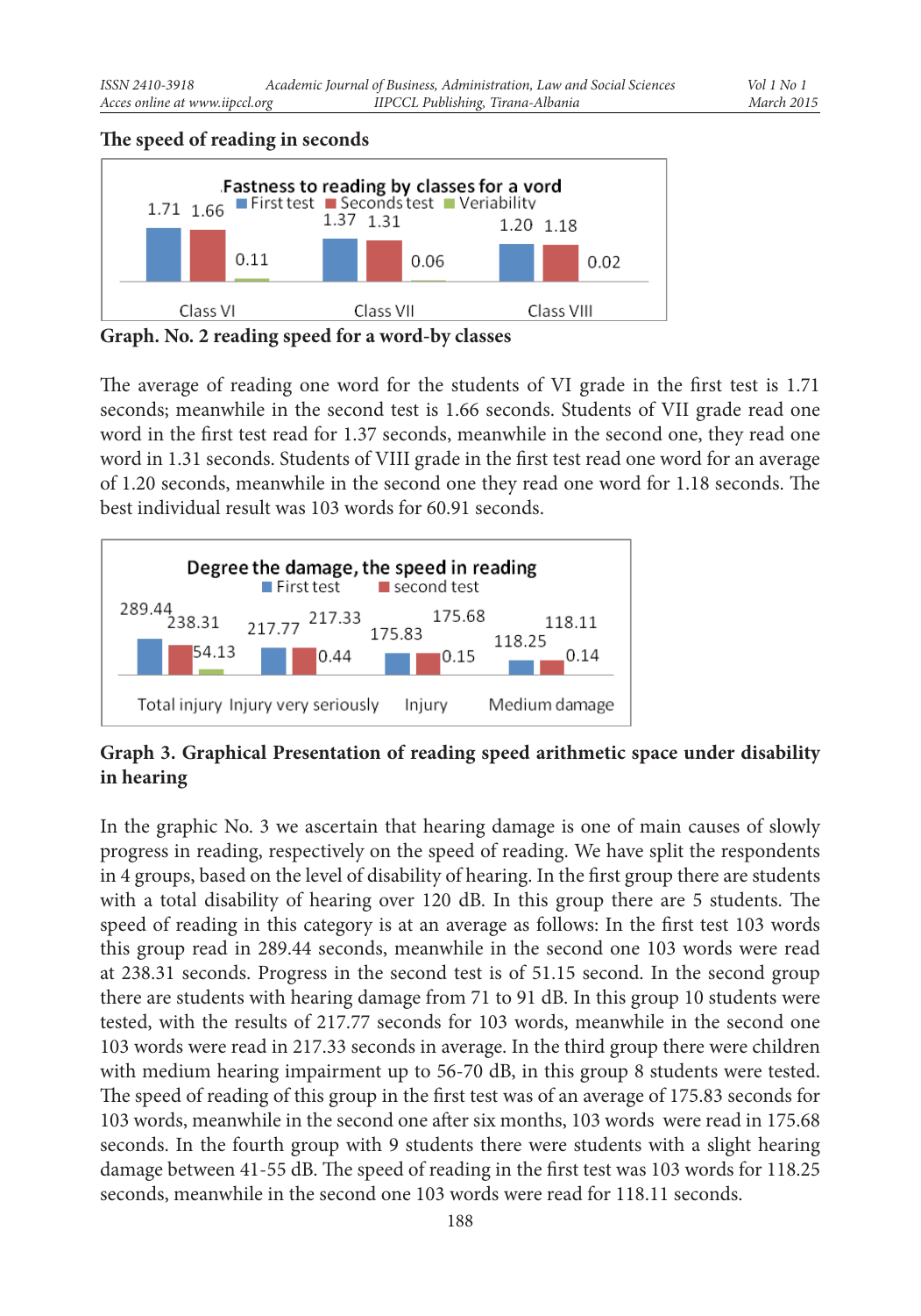**The speed of reading in seconds**

Fastness to reading by classes for a vord

First test · Seconds test · Veriability

1.71 1.66 0.11

1.37 1.31 0.06

1.20 1.18 0.02

Class VI · Class VII · Class VIII

**Graph. No. 2 reading speed for a word-by classes**

The average of reading one word for the students of VI grade in the first test is 1.71 seconds; meanwhile in the second test is 1.66 seconds. Students of VII grade read one word in the first test read for 1.37 seconds, meanwhile in the second one, they read one word in 1.31 seconds. Students of VIII grade in the first test read one word for an average of 1.20 seconds, meanwhile in the second one they read one word for 1.18 seconds. The best individual result was 103 words for 60.91 seconds.

Degree the damage, the speed in reading

First test · second test

289.44 238.31 54.13

217.77 217.33 0.44

175.83 175.68 0.15

118.25 118.11 0.14

Total injury · Injury very seriously · Injury · Medium damage

**Graph 3. Graphical Presentation of reading speed arithmetic space under disability in hearing**

In the graphic No. 3 we ascertain that hearing damage is one of main causes of slowly progress in reading, respectively on the speed of reading. We have split the respondents in 4 groups, based on the level of disability of hearing. In the first group there are students with a total disability of hearing over 120 dB. In this group there are 5 students. The speed of reading in this category is at an average as follows: In the first test 103 words this group read in 289.44 seconds, meanwhile in the second one 103 words were read at 238.31 seconds. Progress in the second test is of 51.15 second. In the second group there are students with hearing damage from 71 to 91 dB. In this group 10 students were tested, with the results of 217.77 seconds for 103 words, meanwhile in the second one 103 words were read in 217.33 seconds in average. In the third group there were children with medium hearing impairment up to 56-70 dB, in this group 8 students were tested. The speed of reading of this group in the first test was of an average of 175.83 seconds for 103 words, meanwhile in the second one after six months, 103 words were read in 175.68 seconds. In the fourth group with 9 students there were students with a slight hearing damage between 41-55 dB. The speed of reading in the first test was 103 words for 118.25 seconds, meanwhile in the second one 103 words were read for 118.11 seconds.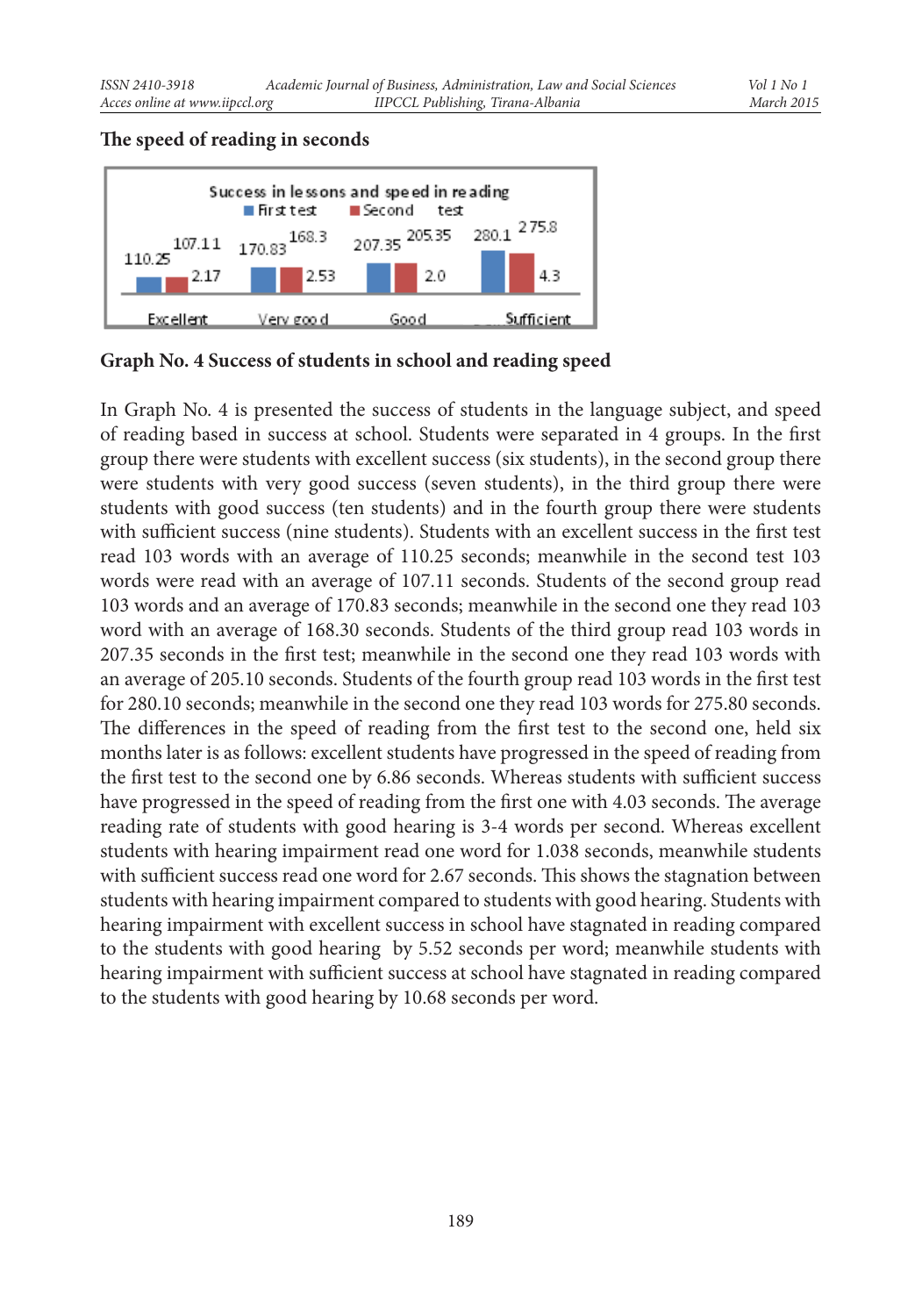**The speed of reading in seconds**

Success in lessons and speed in reading

First test

Second test

110.25

107.11

2.17

170.83

168.3

2.53

207.35

205.35

2.0

280.1

275.8

4.3

Excellent

Very good

Good

Sufficient

**Graph No. 4 Success of students in school and reading speed**

In Graph No. 4 is presented the success of students in the language subject, and speed of reading based in success at school. Students were separated in 4 groups. In the first group there were students with excellent success (six students), in the second group there were students with very good success (seven students), in the third group there were students with good success (ten students) and in the fourth group there were students with sufficient success (nine students). Students with an excellent success in the first test read 103 words with an average of 110.25 seconds; meanwhile in the second test 103 words were read with an average of 107.11 seconds. Students of the second group read 103 words and an average of 170.83 seconds; meanwhile in the second one they read 103 word with an average of 168.30 seconds. Students of the third group read 103 words in 207.35 seconds in the first test; meanwhile in the second one they read 103 words with an average of 205.10 seconds. Students of the fourth group read 103 words in the first test for 280.10 seconds; meanwhile in the second one they read 103 words for 275.80 seconds. The differences in the speed of reading from the first test to the second one, held six months later is as follows: excellent students have progressed in the speed of reading from the first test to the second one by 6.86 seconds. Whereas students with sufficient success have progressed in the speed of reading from the first one with 4.03 seconds. The average reading rate of students with good hearing is 3-4 words per second. Whereas excellent students with hearing impairment read one word for 1.038 seconds, meanwhile students with sufficient success read one word for 2.67 seconds. This shows the stagnation between students with hearing impairment compared to students with good hearing. Students with hearing impairment with excellent success in school have stagnated in reading compared to the students with good hearing by 5.52 seconds per word; meanwhile students with hearing impairment with sufficient success at school have stagnated in reading compared to the students with good hearing by 10.68 seconds per word.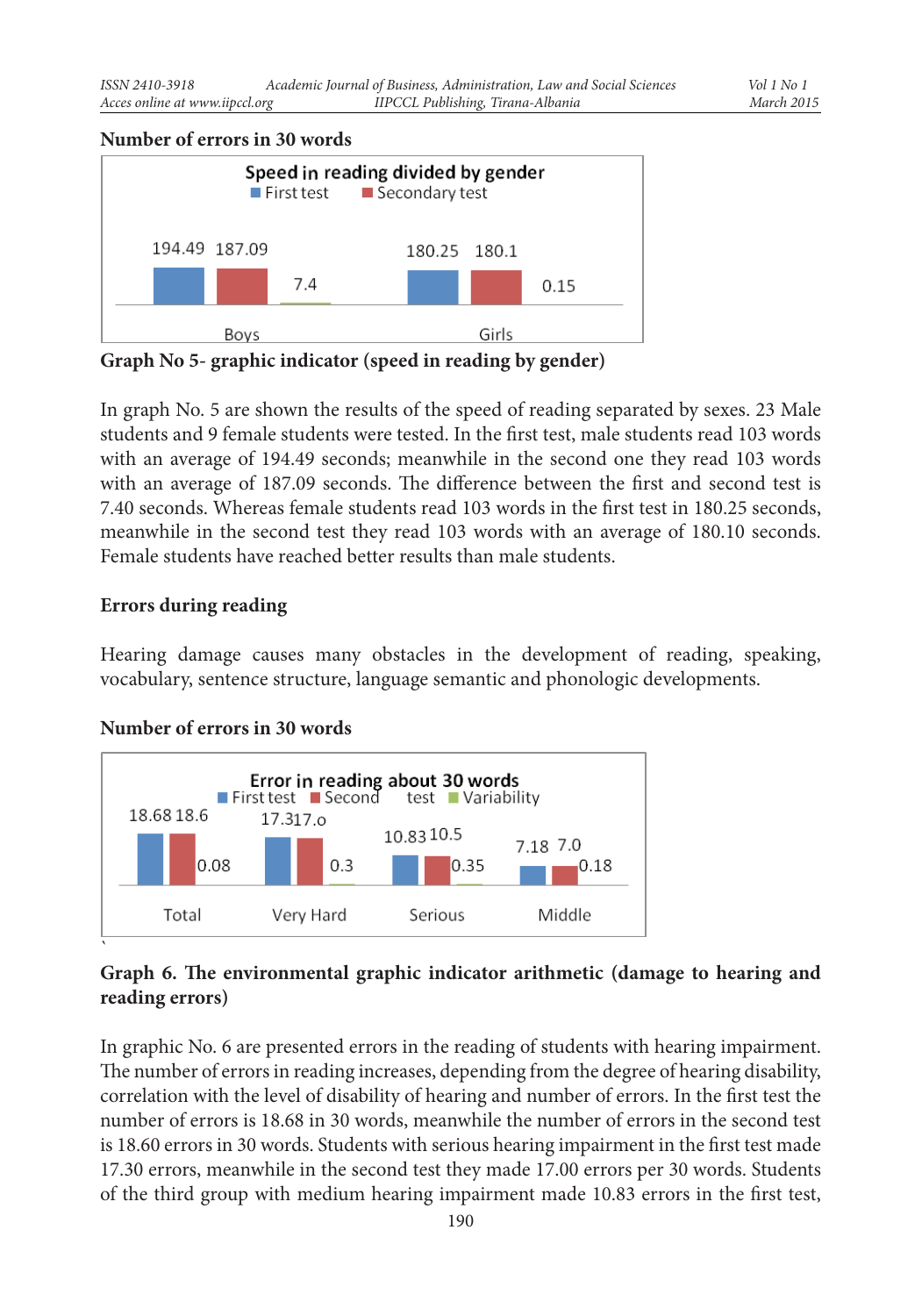**Number of errors in 30 words**

Speed in reading divided by gender

First test Secondary test

194.49 187.09 7.4

180.25 180.1 0.15

Boys Girls

**Graph No 5- graphic indicator (speed in reading by gender)**

In graph No. 5 are shown the results of the speed of reading separated by sexes. 23 Male students and 9 female students were tested. In the first test, male students read 103 words with an average of 194.49 seconds; meanwhile in the second one they read 103 words with an average of 187.09 seconds. The difference between the first and second test is 7.40 seconds. Whereas female students read 103 words in the first test in 180.25 seconds, meanwhile in the second test they read 103 words with an average of 180.10 seconds. Female students have reached better results than male students.

**Errors during reading**

Hearing damage causes many obstacles in the development of reading, speaking, vocabulary, sentence structure, language semantic and phonologic developments.

**Number of errors in 30 words**

Error in reading about 30 words

First test Second test Variability

18.68 18.6 0.08

17.3 17.0 0.3

10.83 10.5 0.35

7.18 7.0 0.18

Total Very Hard Serious Middle

**Graph 6. The environmental graphic indicator arithmetic (damage to hearing and reading errors)**

In graphic No. 6 are presented errors in the reading of students with hearing impairment. The number of errors in reading increases, depending from the degree of hearing disability, correlation with the level of disability of hearing and number of errors. In the first test the number of errors is 18.68 in 30 words, meanwhile the number of errors in the second test is 18.60 errors in 30 words. Students with serious hearing impairment in the first test made 17.30 errors, meanwhile in the second test they made 17.00 errors per 30 words. Students of the third group with medium hearing impairment made 10.83 errors in the first test,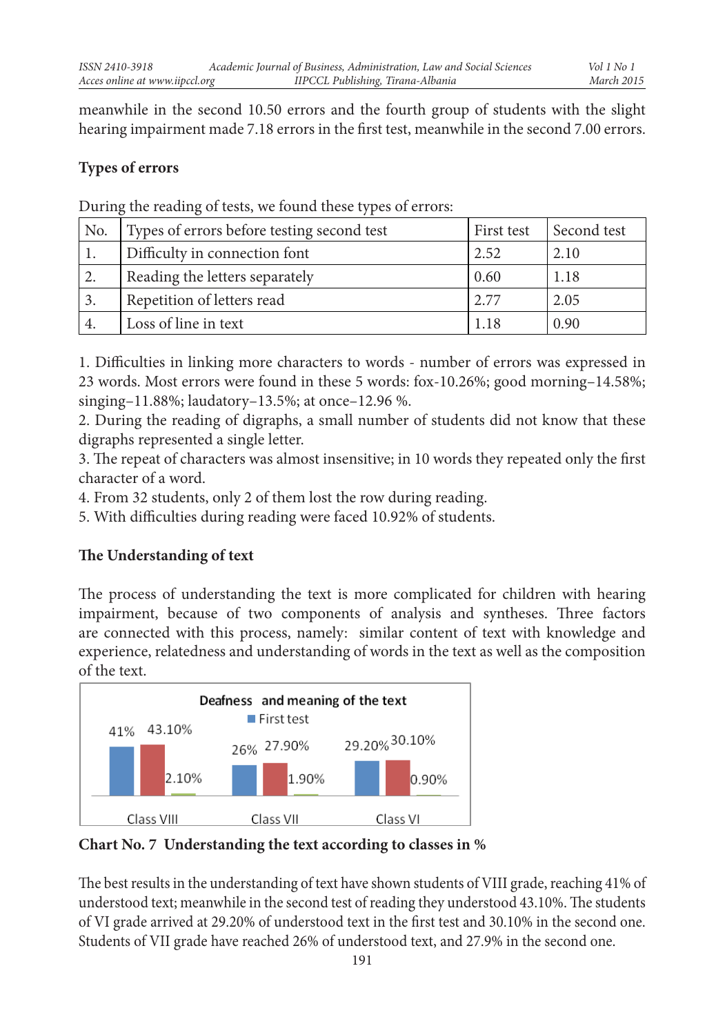meanwhile in the second 10.50 errors and the fourth group of students with the slight hearing impairment made 7.18 errors in the first test, meanwhile in the second 7.00 errors.

**Types of errors**

During the reading of tests, we found these types of errors:

| No. | Types of errors before testing second test | First test | Second test |
|---|---|---|---|
| 1. | Difficulty in connection font | 2.52 | 2.10 |
| 2. | Reading the letters separately | 0.60 | 1.18 |
| 3. | Repetition of letters read | 2.77 | 2.05 |
| 4. | Loss of line in text | 1.18 | 0.90 |

1. Difficulties in linking more characters to words - number of errors was expressed in 23 words. Most errors were found in these 5 words: fox-10.26%; good morning–14.58%; singing–11.88%; laudatory–13.5%; at once–12.96 %.
2. During the reading of digraphs, a small number of students did not know that these digraphs represented a single letter.
3. The repeat of characters was almost insensitive; in 10 words they repeated only the first character of a word.
4. From 32 students, only 2 of them lost the row during reading.
5. With difficulties during reading were faced 10.92% of students.

**The Understanding of text**

The process of understanding the text is more complicated for children with hearing impairment, because of two components of analysis and syntheses. Three factors are connected with this process, namely: similar content of text with knowledge and experience, relatedness and understanding of words in the text as well as the composition of the text.

Deafness and meaning of the text
First test
41% 43.10% 2.10%
26% 27.90% 1.90%
29.20% 30.10% 0.90%
Class VIII Class VII Class VI

**Chart No. 7 Understanding the text according to classes in %**

The best results in the understanding of text have shown students of VIII grade, reaching 41% of understood text; meanwhile in the second test of reading they understood 43.10%. The students of VI grade arrived at 29.20% of understood text in the first test and 30.10% in the second one. Students of VII grade have reached 26% of understood text, and 27.9% in the second one.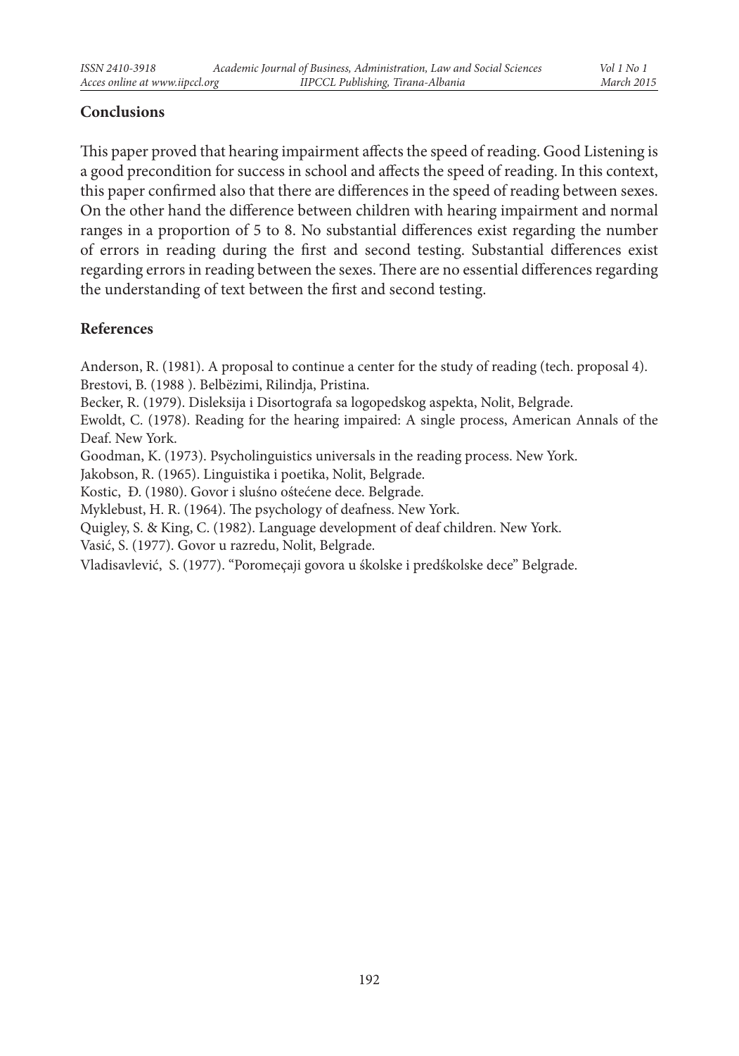## Conclusions

This paper proved that hearing impairment affects the speed of reading. Good Listening is a good precondition for success in school and affects the speed of reading. In this context, this paper confirmed also that there are differences in the speed of reading between sexes. On the other hand the difference between children with hearing impairment and normal ranges in a proportion of 5 to 8. No substantial differences exist regarding the number of errors in reading during the first and second testing. Substantial differences exist regarding errors in reading between the sexes. There are no essential differences regarding the understanding of text between the first and second testing.

## References

Anderson, R. (1981). A proposal to continue a center for the study of reading (tech. proposal 4).

Brestovi, B. (1988 ). Belbëzimi, Rilindja, Pristina.

Becker, R. (1979). Disleksija i Disortografa sa logopedskog aspekta, Nolit, Belgrade.

Ewoldt, C. (1978). Reading for the hearing impaired: A single process, American Annals of the Deaf. New York.

Goodman, K. (1973). Psycholinguistics universals in the reading process. New York.

Jakobson, R. (1965). Linguistika i poetika, Nolit, Belgrade.

Kostic, Đ. (1980). Govor i sluśno ośtećene dece. Belgrade.

Myklebust, H. R. (1964). The psychology of deafness. New York.

Quigley, S. & King, C. (1982). Language development of deaf children. New York.

Vasić, S. (1977). Govor u razredu, Nolit, Belgrade.

Vladisavlević, S. (1977). "Poromeçaji govora u śkolske i predśkolske dece" Belgrade.